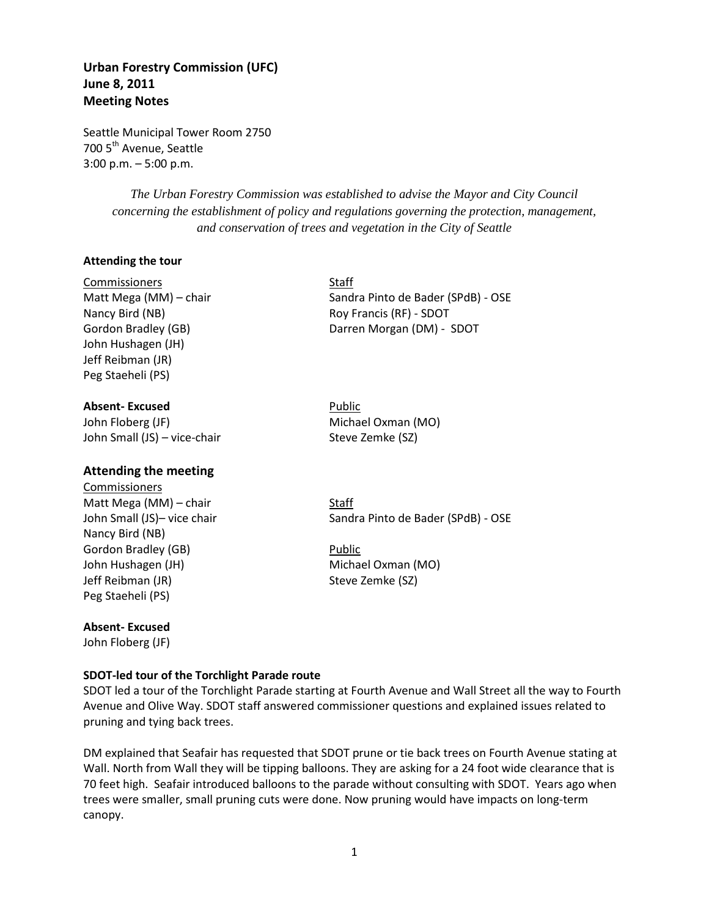**Urban Forestry Commission (UFC)**
**June 8, 2011**
**Meeting Notes**

Seattle Municipal Tower Room 2750
700 5th Avenue, Seattle
3:00 p.m. – 5:00 p.m.

*The Urban Forestry Commission was established to advise the Mayor and City Council concerning the establishment of policy and regulations governing the protection, management, and conservation of trees and vegetation in the City of Seattle*

**Attending the tour**

Commissioners
Matt Mega (MM) – chair
Nancy Bird (NB)
Gordon Bradley (GB)
John Hushagen (JH)
Jeff Reibman (JR)
Peg Staeheli (PS)

Staff
Sandra Pinto de Bader (SPdB) - OSE
Roy Francis (RF) - SDOT
Darren Morgan (DM) - SDOT

**Absent- Excused**
John Floberg (JF)
John Small (JS) – vice-chair

Public
Michael Oxman (MO)
Steve Zemke (SZ)

## Attending the meeting

Commissioners
Matt Mega (MM) – chair
John Small (JS)– vice chair
Nancy Bird (NB)
Gordon Bradley (GB)
John Hushagen (JH)
Jeff Reibman (JR)
Peg Staeheli (PS)

Staff
Sandra Pinto de Bader (SPdB) - OSE

Public
Michael Oxman (MO)
Steve Zemke (SZ)

**Absent- Excused**
John Floberg (JF)

**SDOT-led tour of the Torchlight Parade route**

SDOT led a tour of the Torchlight Parade starting at Fourth Avenue and Wall Street all the way to Fourth Avenue and Olive Way. SDOT staff answered commissioner questions and explained issues related to pruning and tying back trees.

DM explained that Seafair has requested that SDOT prune or tie back trees on Fourth Avenue stating at Wall. North from Wall they will be tipping balloons. They are asking for a 24 foot wide clearance that is 70 feet high. Seafair introduced balloons to the parade without consulting with SDOT. Years ago when trees were smaller, small pruning cuts were done. Now pruning would have impacts on long-term canopy.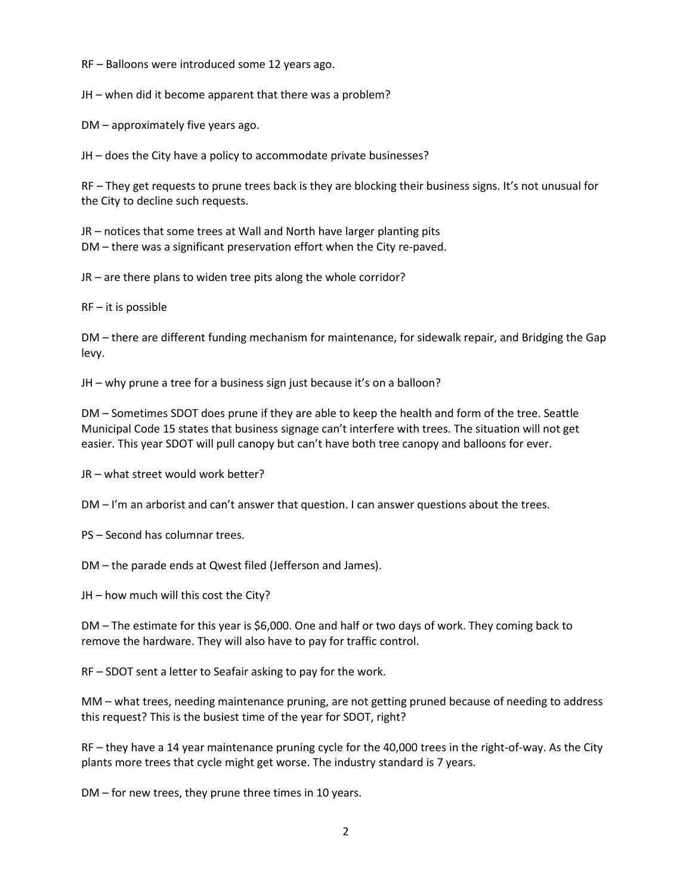RF – Balloons were introduced some 12 years ago.

JH – when did it become apparent that there was a problem?

DM – approximately five years ago.

JH – does the City have a policy to accommodate private businesses?

RF – They get requests to prune trees back is they are blocking their business signs. It's not unusual for the City to decline such requests.

JR – notices that some trees at Wall and North have larger planting pits
DM – there was a significant preservation effort when the City re-paved.

JR – are there plans to widen tree pits along the whole corridor?

RF – it is possible

DM – there are different funding mechanism for maintenance, for sidewalk repair, and Bridging the Gap levy.

JH – why prune a tree for a business sign just because it's on a balloon?

DM – Sometimes SDOT does prune if they are able to keep the health and form of the tree. Seattle Municipal Code 15 states that business signage can't interfere with trees. The situation will not get easier. This year SDOT will pull canopy but can't have both tree canopy and balloons for ever.

JR – what street would work better?

DM – I'm an arborist and can't answer that question. I can answer questions about the trees.

PS – Second has columnar trees.

DM – the parade ends at Qwest filed (Jefferson and James).

JH – how much will this cost the City?

DM – The estimate for this year is $6,000. One and half or two days of work. They coming back to remove the hardware. They will also have to pay for traffic control.

RF – SDOT sent a letter to Seafair asking to pay for the work.

MM – what trees, needing maintenance pruning, are not getting pruned because of needing to address this request? This is the busiest time of the year for SDOT, right?

RF – they have a 14 year maintenance pruning cycle for the 40,000 trees in the right-of-way. As the City plants more trees that cycle might get worse. The industry standard is 7 years.

DM – for new trees, they prune three times in 10 years.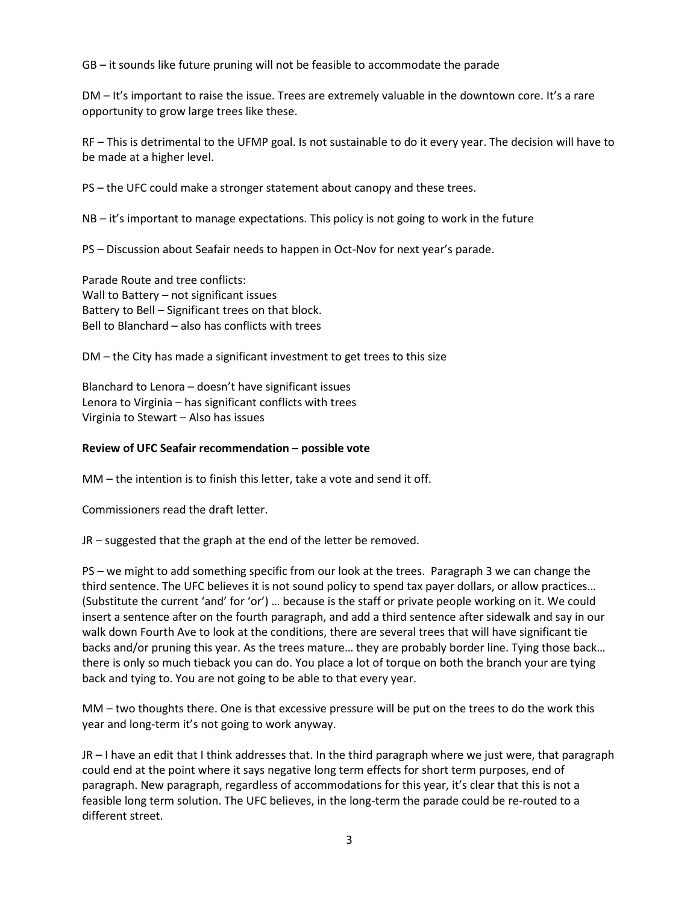GB – it sounds like future pruning will not be feasible to accommodate the parade

DM – It's important to raise the issue. Trees are extremely valuable in the downtown core. It's a rare opportunity to grow large trees like these.

RF – This is detrimental to the UFMP goal. Is not sustainable to do it every year. The decision will have to be made at a higher level.

PS – the UFC could make a stronger statement about canopy and these trees.

NB – it's important to manage expectations. This policy is not going to work in the future

PS – Discussion about Seafair needs to happen in Oct-Nov for next year's parade.

Parade Route and tree conflicts:
Wall to Battery – not significant issues
Battery to Bell – Significant trees on that block.
Bell to Blanchard – also has conflicts with trees

DM – the City has made a significant investment to get trees to this size

Blanchard to Lenora – doesn't have significant issues
Lenora to Virginia – has significant conflicts with trees
Virginia to Stewart – Also has issues

**Review of UFC Seafair recommendation – possible vote**

MM – the intention is to finish this letter, take a vote and send it off.

Commissioners read the draft letter.

JR – suggested that the graph at the end of the letter be removed.

PS – we might to add something specific from our look at the trees. Paragraph 3 we can change the third sentence. The UFC believes it is not sound policy to spend tax payer dollars, or allow practices… (Substitute the current 'and' for 'or') … because is the staff or private people working on it. We could insert a sentence after on the fourth paragraph, and add a third sentence after sidewalk and say in our walk down Fourth Ave to look at the conditions, there are several trees that will have significant tie backs and/or pruning this year. As the trees mature… they are probably border line. Tying those back… there is only so much tieback you can do. You place a lot of torque on both the branch your are tying back and tying to. You are not going to be able to that every year.

MM – two thoughts there. One is that excessive pressure will be put on the trees to do the work this year and long-term it's not going to work anyway.

JR – I have an edit that I think addresses that. In the third paragraph where we just were, that paragraph could end at the point where it says negative long term effects for short term purposes, end of paragraph. New paragraph, regardless of accommodations for this year, it's clear that this is not a feasible long term solution. The UFC believes, in the long-term the parade could be re-routed to a different street.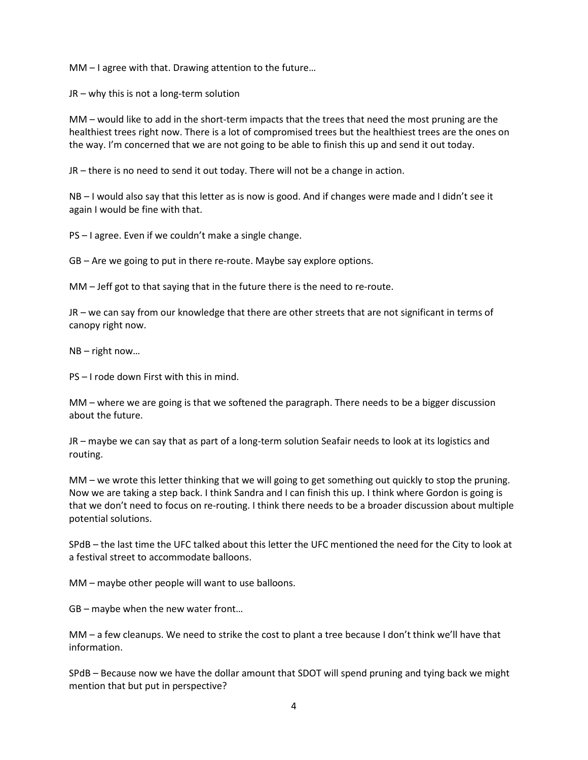MM – I agree with that. Drawing attention to the future…

JR – why this is not a long-term solution

MM – would like to add in the short-term impacts that the trees that need the most pruning are the healthiest trees right now. There is a lot of compromised trees but the healthiest trees are the ones on the way. I'm concerned that we are not going to be able to finish this up and send it out today.

JR – there is no need to send it out today. There will not be a change in action.

NB – I would also say that this letter as is now is good. And if changes were made and I didn't see it again I would be fine with that.

PS – I agree. Even if we couldn't make a single change.

GB – Are we going to put in there re-route. Maybe say explore options.

MM – Jeff got to that saying that in the future there is the need to re-route.

JR – we can say from our knowledge that there are other streets that are not significant in terms of canopy right now.

NB – right now…

PS – I rode down First with this in mind.

MM – where we are going is that we softened the paragraph. There needs to be a bigger discussion about the future.

JR – maybe we can say that as part of a long-term solution Seafair needs to look at its logistics and routing.

MM – we wrote this letter thinking that we will going to get something out quickly to stop the pruning. Now we are taking a step back. I think Sandra and I can finish this up. I think where Gordon is going is that we don't need to focus on re-routing. I think there needs to be a broader discussion about multiple potential solutions.

SPdB – the last time the UFC talked about this letter the UFC mentioned the need for the City to look at a festival street to accommodate balloons.

MM – maybe other people will want to use balloons.

GB – maybe when the new water front…

MM – a few cleanups. We need to strike the cost to plant a tree because I don't think we'll have that information.

SPdB – Because now we have the dollar amount that SDOT will spend pruning and tying back we might mention that but put in perspective?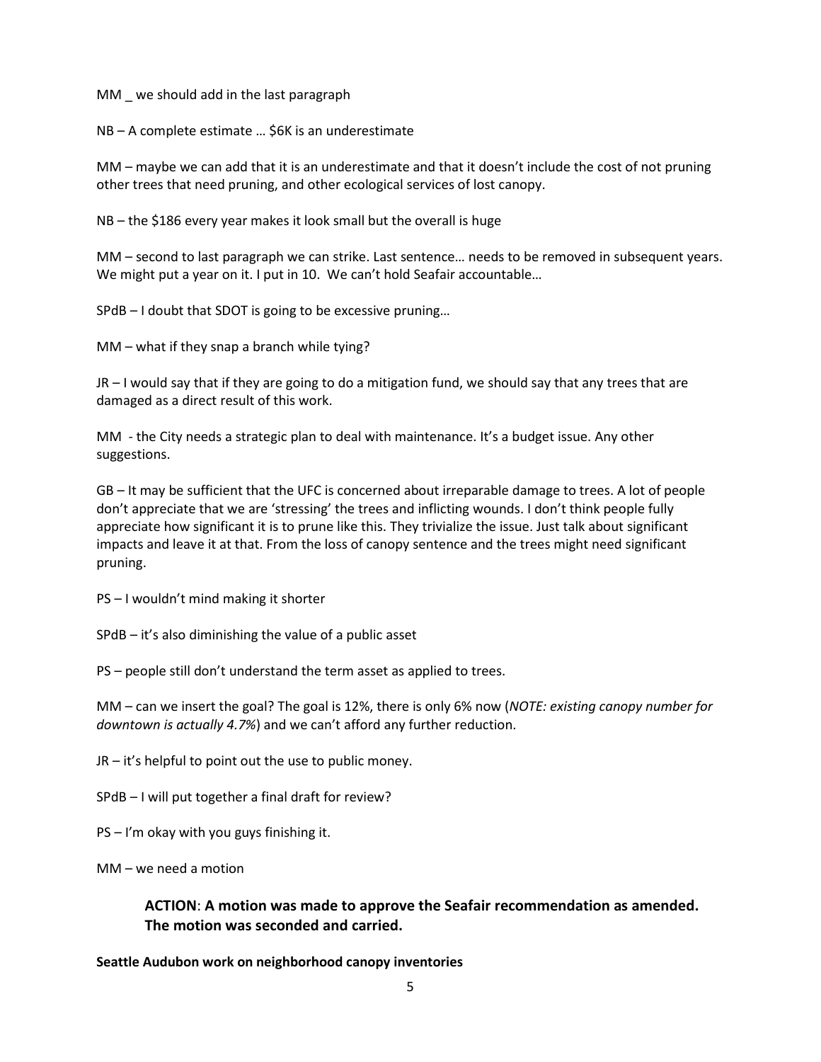MM _ we should add in the last paragraph

NB – A complete estimate … $6K is an underestimate

MM – maybe we can add that it is an underestimate and that it doesn't include the cost of not pruning other trees that need pruning, and other ecological services of lost canopy.

NB – the $186 every year makes it look small but the overall is huge

MM – second to last paragraph we can strike. Last sentence… needs to be removed in subsequent years. We might put a year on it. I put in 10. We can't hold Seafair accountable…

SPdB – I doubt that SDOT is going to be excessive pruning…

MM – what if they snap a branch while tying?

JR – I would say that if they are going to do a mitigation fund, we should say that any trees that are damaged as a direct result of this work.

MM - the City needs a strategic plan to deal with maintenance. It's a budget issue. Any other suggestions.

GB – It may be sufficient that the UFC is concerned about irreparable damage to trees. A lot of people don't appreciate that we are 'stressing' the trees and inflicting wounds. I don't think people fully appreciate how significant it is to prune like this. They trivialize the issue. Just talk about significant impacts and leave it at that. From the loss of canopy sentence and the trees might need significant pruning.

PS – I wouldn't mind making it shorter

SPdB – it's also diminishing the value of a public asset

PS – people still don't understand the term asset as applied to trees.

MM – can we insert the goal? The goal is 12%, there is only 6% now (*NOTE: existing canopy number for downtown is actually 4.7%*) and we can't afford any further reduction.

JR – it's helpful to point out the use to public money.

SPdB – I will put together a final draft for review?

PS – I'm okay with you guys finishing it.

MM – we need a motion

> **ACTION**: **A motion was made to approve the Seafair recommendation as amended. The motion was seconded and carried.**

**Seattle Audubon work on neighborhood canopy inventories**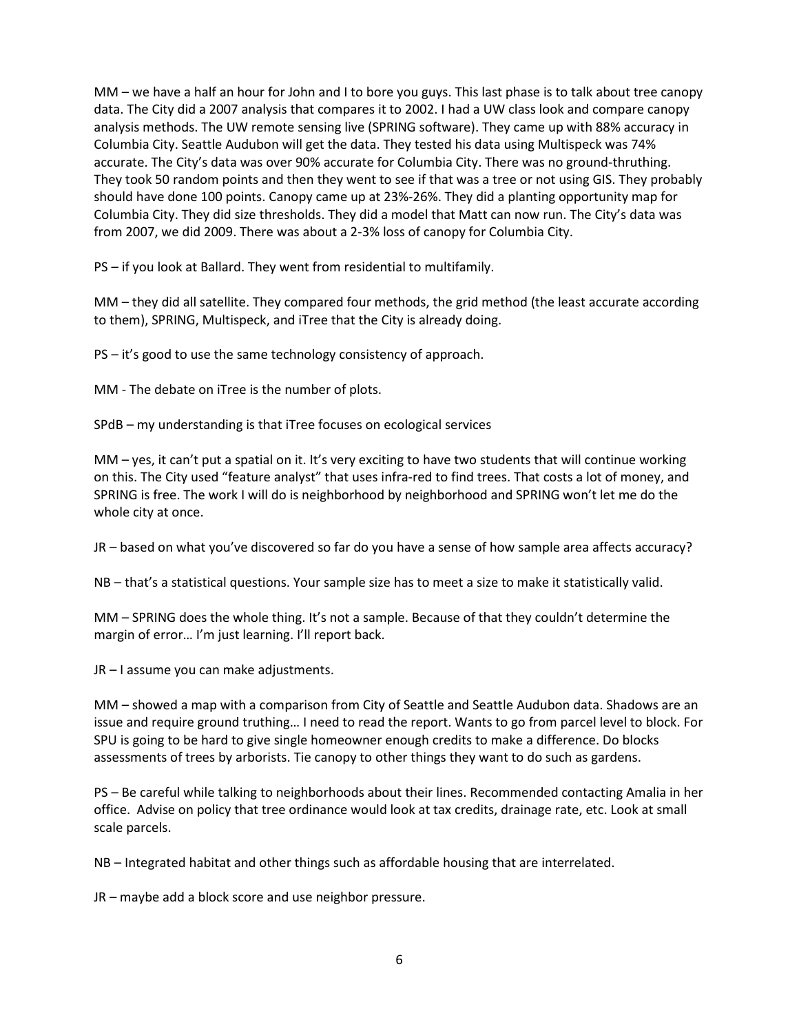MM – we have a half an hour for John and I to bore you guys. This last phase is to talk about tree canopy data. The City did a 2007 analysis that compares it to 2002. I had a UW class look and compare canopy analysis methods. The UW remote sensing live (SPRING software). They came up with 88% accuracy in Columbia City. Seattle Audubon will get the data. They tested his data using Multispeck was 74% accurate. The City's data was over 90% accurate for Columbia City. There was no ground-thruthing. They took 50 random points and then they went to see if that was a tree or not using GIS. They probably should have done 100 points. Canopy came up at 23%-26%. They did a planting opportunity map for Columbia City. They did size thresholds. They did a model that Matt can now run. The City's data was from 2007, we did 2009. There was about a 2-3% loss of canopy for Columbia City.

PS – if you look at Ballard. They went from residential to multifamily.

MM – they did all satellite. They compared four methods, the grid method (the least accurate according to them), SPRING, Multispeck, and iTree that the City is already doing.

PS – it's good to use the same technology consistency of approach.

MM - The debate on iTree is the number of plots.

SPdB – my understanding is that iTree focuses on ecological services

MM – yes, it can't put a spatial on it. It's very exciting to have two students that will continue working on this. The City used "feature analyst" that uses infra-red to find trees. That costs a lot of money, and SPRING is free. The work I will do is neighborhood by neighborhood and SPRING won't let me do the whole city at once.

JR – based on what you've discovered so far do you have a sense of how sample area affects accuracy?

NB – that's a statistical questions. Your sample size has to meet a size to make it statistically valid.

MM – SPRING does the whole thing. It's not a sample. Because of that they couldn't determine the margin of error… I'm just learning. I'll report back.

JR – I assume you can make adjustments.

MM – showed a map with a comparison from City of Seattle and Seattle Audubon data. Shadows are an issue and require ground truthing… I need to read the report. Wants to go from parcel level to block. For SPU is going to be hard to give single homeowner enough credits to make a difference. Do blocks assessments of trees by arborists. Tie canopy to other things they want to do such as gardens.

PS – Be careful while talking to neighborhoods about their lines. Recommended contacting Amalia in her office. Advise on policy that tree ordinance would look at tax credits, drainage rate, etc. Look at small scale parcels.

NB – Integrated habitat and other things such as affordable housing that are interrelated.

JR – maybe add a block score and use neighbor pressure.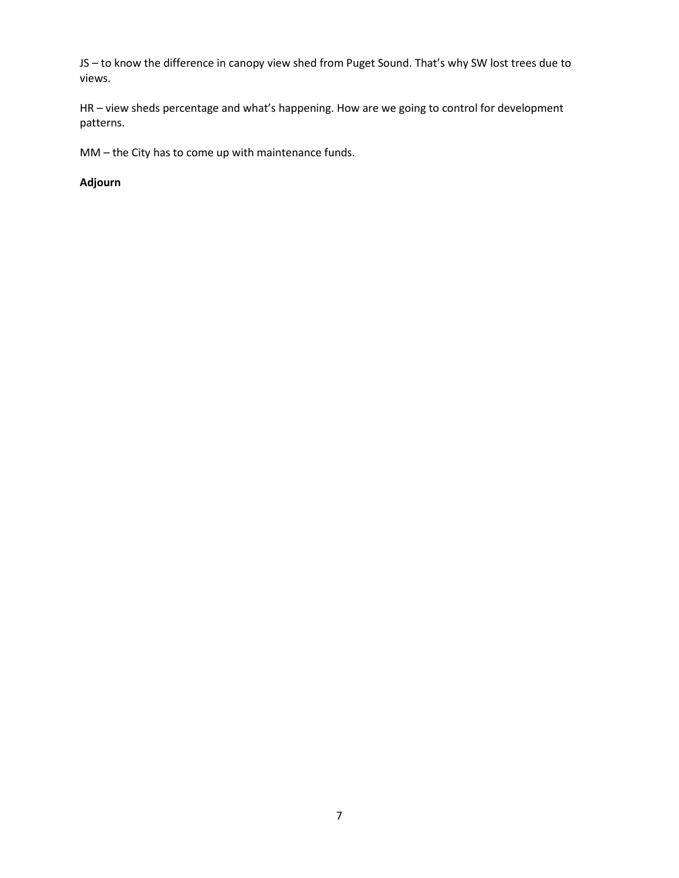JS – to know the difference in canopy view shed from Puget Sound. That's why SW lost trees due to views.

HR – view sheds percentage and what's happening. How are we going to control for development patterns.

MM – the City has to come up with maintenance funds.

**Adjourn**